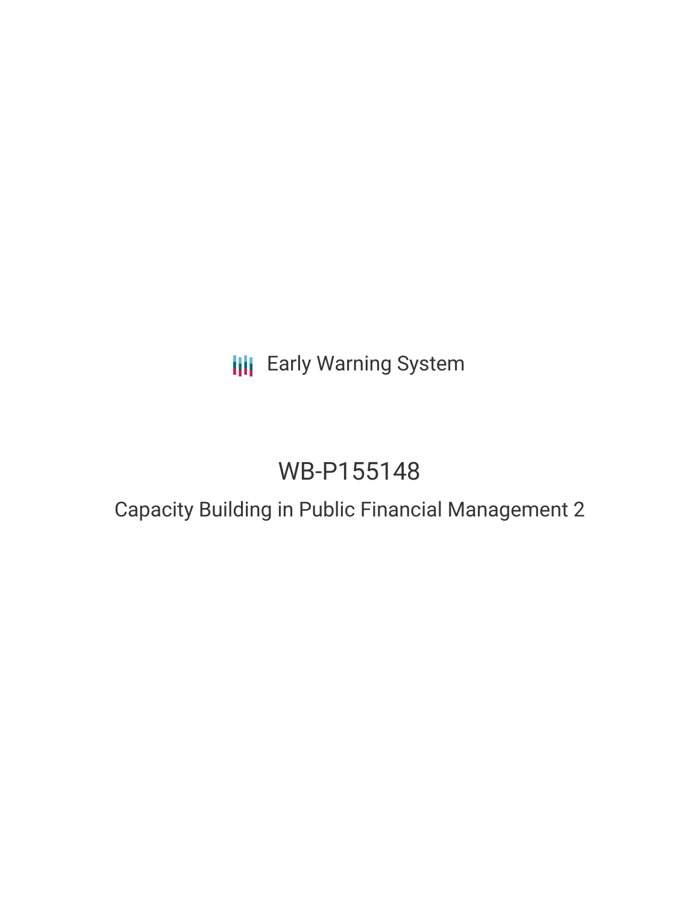Early Warning System

# WB-P155148

## Capacity Building in Public Financial Management 2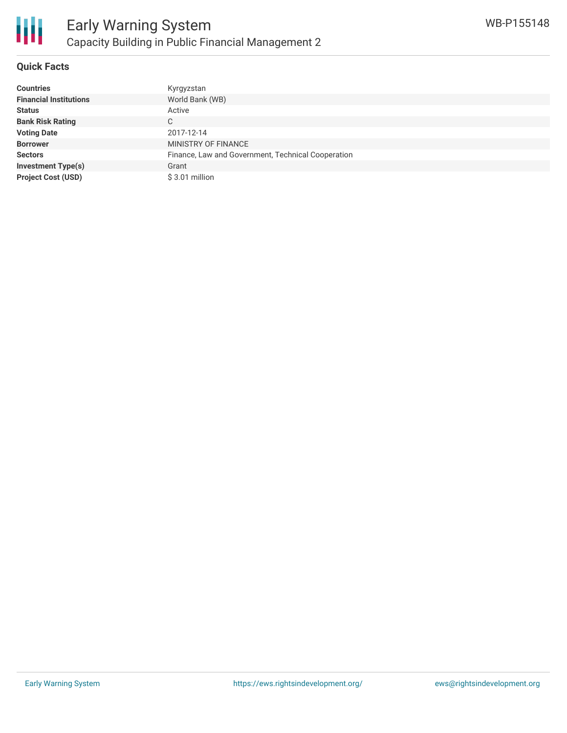# Early Warning System

## Capacity Building in Public Financial Management 2

WB-P155148

### Quick Facts

| | |
|---|---|
| **Countries** | Kyrgyzstan |
| **Financial Institutions** | World Bank (WB) |
| **Status** | Active |
| **Bank Risk Rating** | C |
| **Voting Date** | 2017-12-14 |
| **Borrower** | MINISTRY OF FINANCE |
| **Sectors** | Finance, Law and Government, Technical Cooperation |
| **Investment Type(s)** | Grant |
| **Project Cost (USD)** | $ 3.01 million |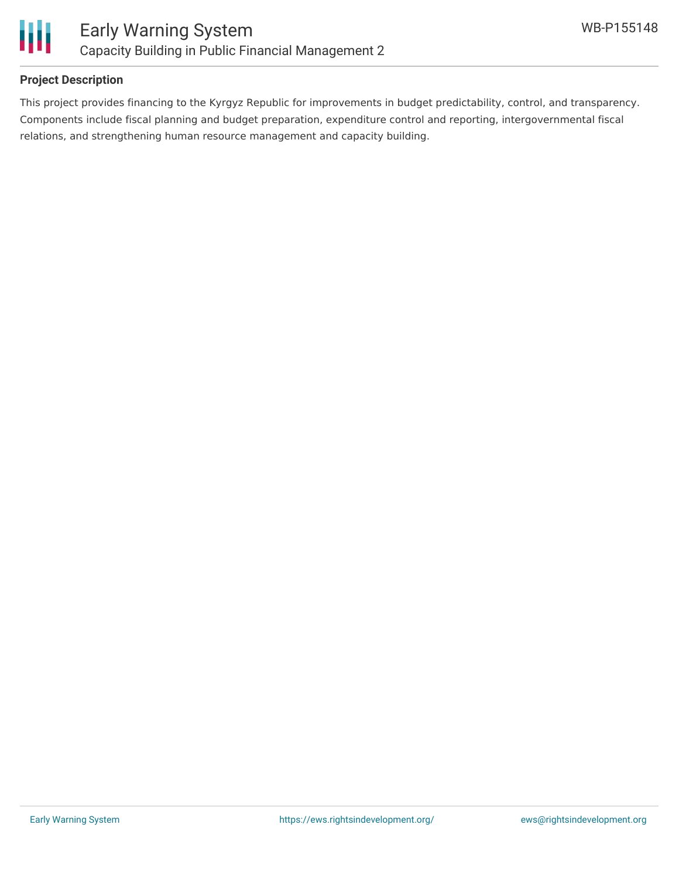## Project Description

This project provides financing to the Kyrgyz Republic for improvements in budget predictability, control, and transparency. Components include fiscal planning and budget preparation, expenditure control and reporting, intergovernmental fiscal relations, and strengthening human resource management and capacity building.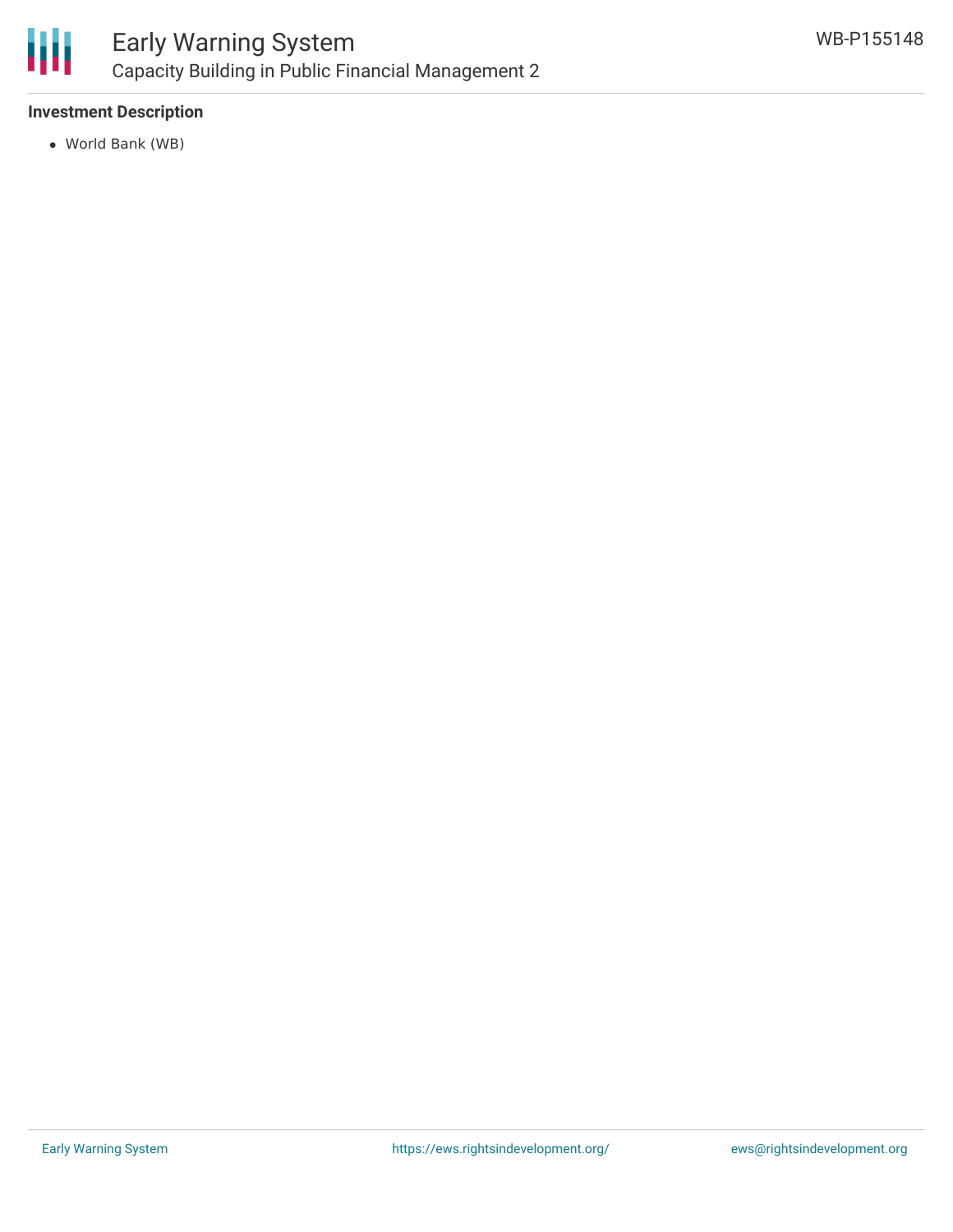### Investment Description

- World Bank (WB)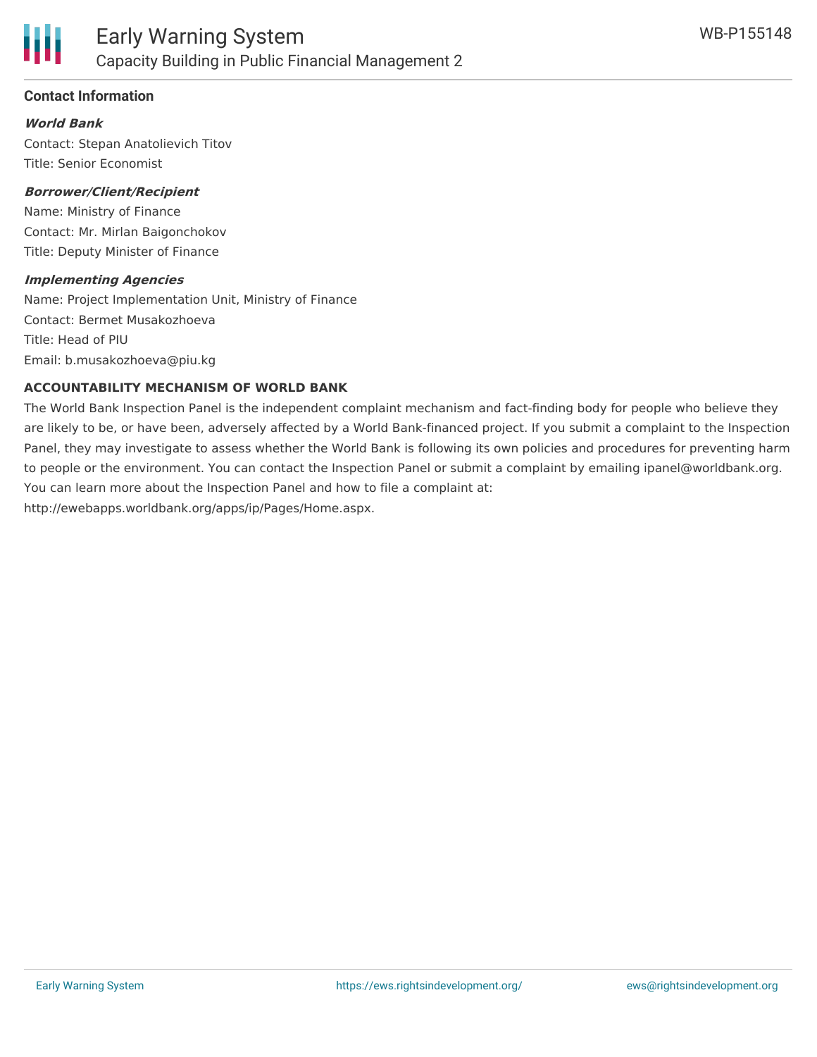## Contact Information

***World Bank***

Contact: Stepan Anatolievich Titov
Title: Senior Economist

***Borrower/Client/Recipient***

Name: Ministry of Finance
Contact: Mr. Mirlan Baigonchokov
Title: Deputy Minister of Finance

***Implementing Agencies***

Name: Project Implementation Unit, Ministry of Finance
Contact: Bermet Musakozhoeva
Title: Head of PIU
Email: b.musakozhoeva@piu.kg

### ACCOUNTABILITY MECHANISM OF WORLD BANK

The World Bank Inspection Panel is the independent complaint mechanism and fact-finding body for people who believe they are likely to be, or have been, adversely affected by a World Bank-financed project. If you submit a complaint to the Inspection Panel, they may investigate to assess whether the World Bank is following its own policies and procedures for preventing harm to people or the environment. You can contact the Inspection Panel or submit a complaint by emailing ipanel@worldbank.org. You can learn more about the Inspection Panel and how to file a complaint at: http://ewebapps.worldbank.org/apps/ip/Pages/Home.aspx.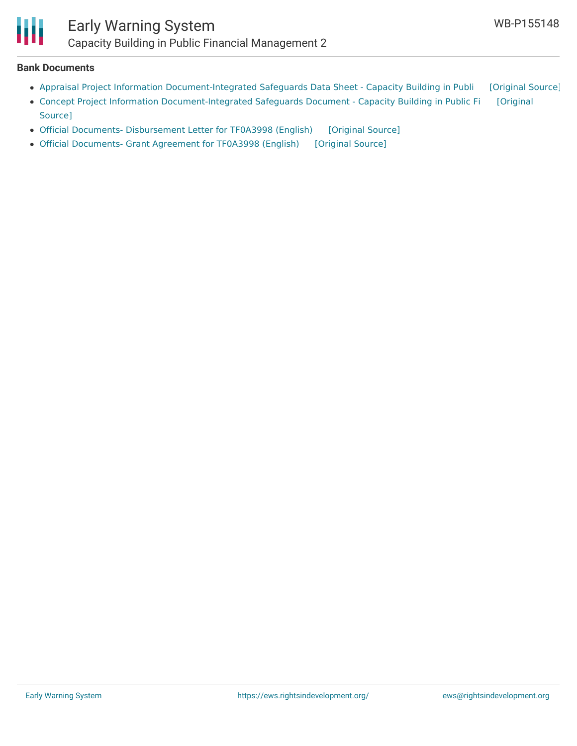**Bank Documents**

- Appraisal Project Information Document-Integrated Safeguards Data Sheet - Capacity Building in Publi [Original Source]
- Concept Project Information Document-Integrated Safeguards Document - Capacity Building in Public Fi [Original Source]
- Official Documents- Disbursement Letter for TF0A3998 (English) [Original Source]
- Official Documents- Grant Agreement for TF0A3998 (English) [Original Source]